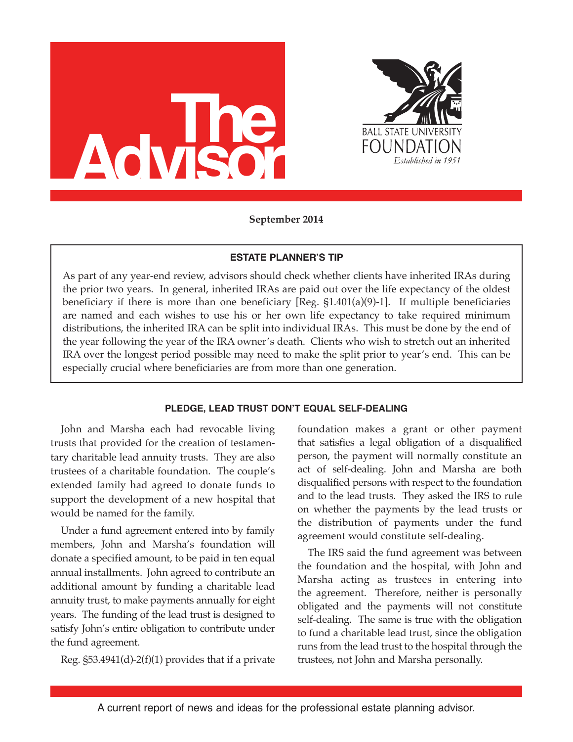# The Advisor

BALL STATE UNIVERSITY
FOUNDATION
*Established in 1951*

**September 2014**

---

**ESTATE PLANNER'S TIP**

As part of any year-end review, advisors should check whether clients have inherited IRAs during the prior two years. In general, inherited IRAs are paid out over the life expectancy of the oldest beneficiary if there is more than one beneficiary [Reg. §1.401(a)(9)-1]. If multiple beneficiaries are named and each wishes to use his or her own life expectancy to take required minimum distributions, the inherited IRA can be split into individual IRAs. This must be done by the end of the year following the year of the IRA owner's death. Clients who wish to stretch out an inherited IRA over the longest period possible may need to make the split prior to year's end. This can be especially crucial where beneficiaries are from more than one generation.

---

## PLEDGE, LEAD TRUST DON'T EQUAL SELF-DEALING

John and Marsha each had revocable living trusts that provided for the creation of testamentary charitable lead annuity trusts. They are also trustees of a charitable foundation. The couple's extended family had agreed to donate funds to support the development of a new hospital that would be named for the family.

Under a fund agreement entered into by family members, John and Marsha's foundation will donate a specified amount, to be paid in ten equal annual installments. John agreed to contribute an additional amount by funding a charitable lead annuity trust, to make payments annually for eight years. The funding of the lead trust is designed to satisfy John's entire obligation to contribute under the fund agreement.

Reg. §53.4941(d)-2(f)(1) provides that if a private foundation makes a grant or other payment that satisfies a legal obligation of a disqualified person, the payment will normally constitute an act of self-dealing. John and Marsha are both disqualified persons with respect to the foundation and to the lead trusts. They asked the IRS to rule on whether the payments by the lead trusts or the distribution of payments under the fund agreement would constitute self-dealing.

The IRS said the fund agreement was between the foundation and the hospital, with John and Marsha acting as trustees in entering into the agreement. Therefore, neither is personally obligated and the payments will not constitute self-dealing. The same is true with the obligation to fund a charitable lead trust, since the obligation runs from the lead trust to the hospital through the trustees, not John and Marsha personally.

---

A current report of news and ideas for the professional estate planning advisor.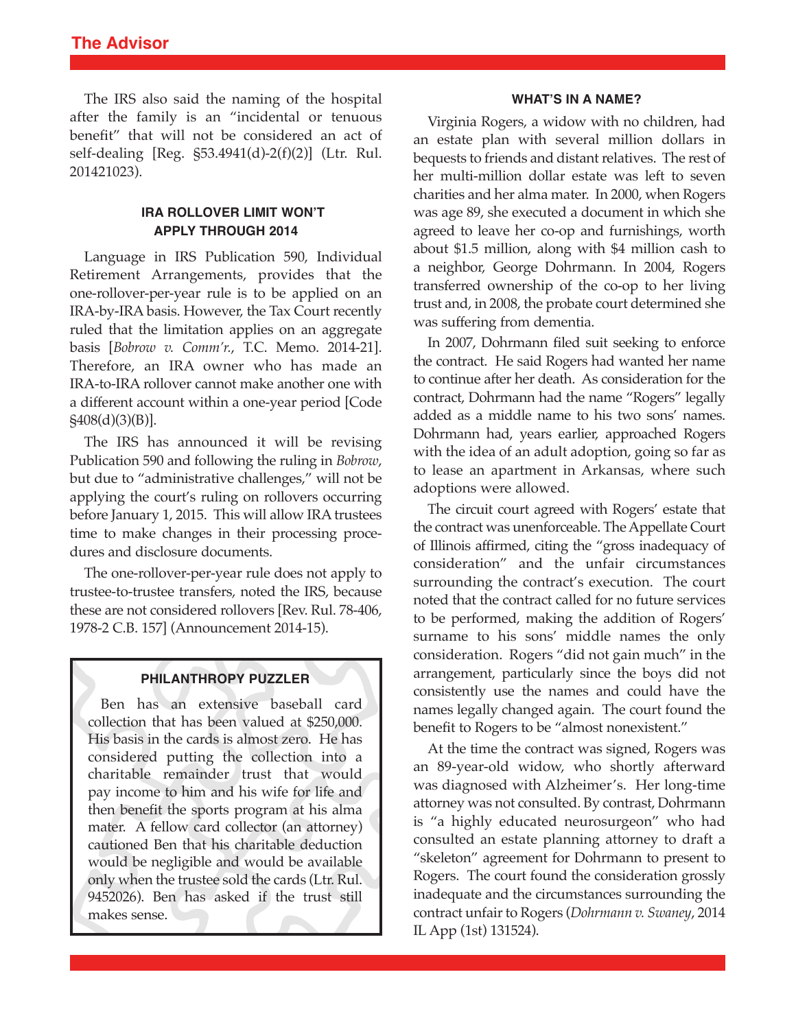The IRS also said the naming of the hospital after the family is an "incidental or tenuous benefit" that will not be considered an act of self-dealing [Reg. §53.4941(d)-2(f)(2)] (Ltr. Rul. 201421023).

### IRA ROLLOVER LIMIT WON'T APPLY THROUGH 2014

Language in IRS Publication 590, Individual Retirement Arrangements, provides that the one-rollover-per-year rule is to be applied on an IRA-by-IRA basis. However, the Tax Court recently ruled that the limitation applies on an aggregate basis [*Bobrow v. Comm'r.*, T.C. Memo. 2014-21]. Therefore, an IRA owner who has made an IRA-to-IRA rollover cannot make another one with a different account within a one-year period [Code §408(d)(3)(B)].

The IRS has announced it will be revising Publication 590 and following the ruling in *Bobrow*, but due to "administrative challenges," will not be applying the court's ruling on rollovers occurring before January 1, 2015. This will allow IRA trustees time to make changes in their processing procedures and disclosure documents.

The one-rollover-per-year rule does not apply to trustee-to-trustee transfers, noted the IRS, because these are not considered rollovers [Rev. Rul. 78-406, 1978-2 C.B. 157] (Announcement 2014-15).

### PHILANTHROPY PUZZLER

Ben has an extensive baseball card collection that has been valued at $250,000. His basis in the cards is almost zero. He has considered putting the collection into a charitable remainder trust that would pay income to him and his wife for life and then benefit the sports program at his alma mater. A fellow card collector (an attorney) cautioned Ben that his charitable deduction would be negligible and would be available only when the trustee sold the cards (Ltr. Rul. 9452026). Ben has asked if the trust still makes sense.

### WHAT'S IN A NAME?

Virginia Rogers, a widow with no children, had an estate plan with several million dollars in bequests to friends and distant relatives. The rest of her multi-million dollar estate was left to seven charities and her alma mater. In 2000, when Rogers was age 89, she executed a document in which she agreed to leave her co-op and furnishings, worth about $1.5 million, along with $4 million cash to a neighbor, George Dohrmann. In 2004, Rogers transferred ownership of the co-op to her living trust and, in 2008, the probate court determined she was suffering from dementia.

In 2007, Dohrmann filed suit seeking to enforce the contract. He said Rogers had wanted her name to continue after her death. As consideration for the contract, Dohrmann had the name "Rogers" legally added as a middle name to his two sons' names. Dohrmann had, years earlier, approached Rogers with the idea of an adult adoption, going so far as to lease an apartment in Arkansas, where such adoptions were allowed.

The circuit court agreed with Rogers' estate that the contract was unenforceable. The Appellate Court of Illinois affirmed, citing the "gross inadequacy of consideration" and the unfair circumstances surrounding the contract's execution. The court noted that the contract called for no future services to be performed, making the addition of Rogers' surname to his sons' middle names the only consideration. Rogers "did not gain much" in the arrangement, particularly since the boys did not consistently use the names and could have the names legally changed again. The court found the benefit to Rogers to be "almost nonexistent."

At the time the contract was signed, Rogers was an 89-year-old widow, who shortly afterward was diagnosed with Alzheimer's. Her long-time attorney was not consulted. By contrast, Dohrmann is "a highly educated neurosurgeon" who had consulted an estate planning attorney to draft a "skeleton" agreement for Dohrmann to present to Rogers. The court found the consideration grossly inadequate and the circumstances surrounding the contract unfair to Rogers (*Dohrmann v. Swaney*, 2014 IL App (1st) 131524).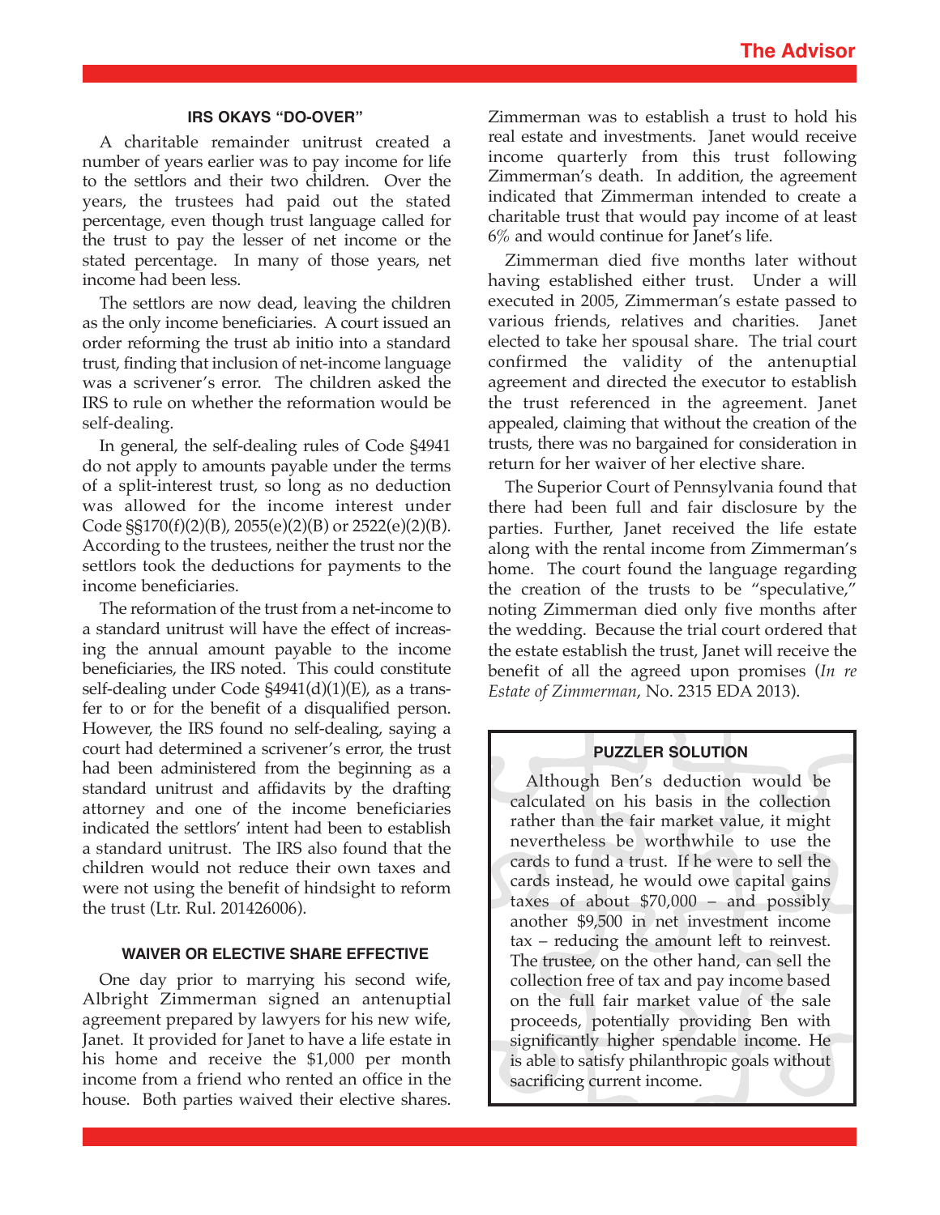### IRS OKAYS "DO-OVER"

A charitable remainder unitrust created a number of years earlier was to pay income for life to the settlors and their two children. Over the years, the trustees had paid out the stated percentage, even though trust language called for the trust to pay the lesser of net income or the stated percentage. In many of those years, net income had been less.

The settlors are now dead, leaving the children as the only income beneficiaries. A court issued an order reforming the trust ab initio into a standard trust, finding that inclusion of net-income language was a scrivener's error. The children asked the IRS to rule on whether the reformation would be self-dealing.

In general, the self-dealing rules of Code §4941 do not apply to amounts payable under the terms of a split-interest trust, so long as no deduction was allowed for the income interest under Code §§170(f)(2)(B), 2055(e)(2)(B) or 2522(e)(2)(B). According to the trustees, neither the trust nor the settlors took the deductions for payments to the income beneficiaries.

The reformation of the trust from a net-income to a standard unitrust will have the effect of increasing the annual amount payable to the income beneficiaries, the IRS noted. This could constitute self-dealing under Code §4941(d)(1)(E), as a transfer to or for the benefit of a disqualified person. However, the IRS found no self-dealing, saying a court had determined a scrivener's error, the trust had been administered from the beginning as a standard unitrust and affidavits by the drafting attorney and one of the income beneficiaries indicated the settlors' intent had been to establish a standard unitrust. The IRS also found that the children would not reduce their own taxes and were not using the benefit of hindsight to reform the trust (Ltr. Rul. 201426006).

### WAIVER OR ELECTIVE SHARE EFFECTIVE

One day prior to marrying his second wife, Albright Zimmerman signed an antenuptial agreement prepared by lawyers for his new wife, Janet. It provided for Janet to have a life estate in his home and receive the $1,000 per month income from a friend who rented an office in the house. Both parties waived their elective shares. Zimmerman was to establish a trust to hold his real estate and investments. Janet would receive income quarterly from this trust following Zimmerman's death. In addition, the agreement indicated that Zimmerman intended to create a charitable trust that would pay income of at least 6% and would continue for Janet's life.

Zimmerman died five months later without having established either trust. Under a will executed in 2005, Zimmerman's estate passed to various friends, relatives and charities. Janet elected to take her spousal share. The trial court confirmed the validity of the antenuptial agreement and directed the executor to establish the trust referenced in the agreement. Janet appealed, claiming that without the creation of the trusts, there was no bargained for consideration in return for her waiver of her elective share.

The Superior Court of Pennsylvania found that there had been full and fair disclosure by the parties. Further, Janet received the life estate along with the rental income from Zimmerman's home. The court found the language regarding the creation of the trusts to be "speculative," noting Zimmerman died only five months after the wedding. Because the trial court ordered that the estate establish the trust, Janet will receive the benefit of all the agreed upon promises (*In re Estate of Zimmerman*, No. 2315 EDA 2013).

### PUZZLER SOLUTION

Although Ben's deduction would be calculated on his basis in the collection rather than the fair market value, it might nevertheless be worthwhile to use the cards to fund a trust. If he were to sell the cards instead, he would owe capital gains taxes of about $70,000 – and possibly another $9,500 in net investment income tax – reducing the amount left to reinvest. The trustee, on the other hand, can sell the collection free of tax and pay income based on the full fair market value of the sale proceeds, potentially providing Ben with significantly higher spendable income. He is able to satisfy philanthropic goals without sacrificing current income.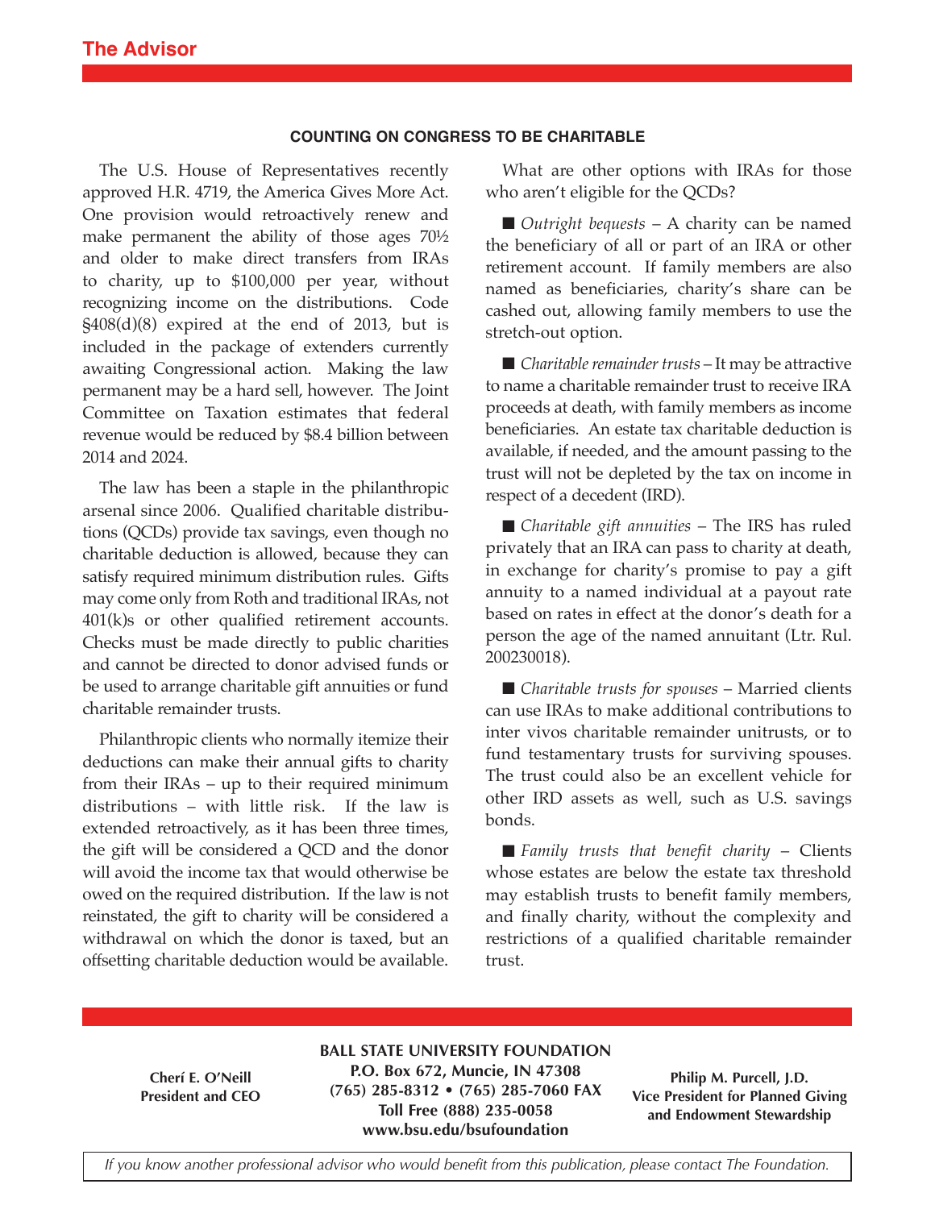## COUNTING ON CONGRESS TO BE CHARITABLE

The U.S. House of Representatives recently approved H.R. 4719, the America Gives More Act. One provision would retroactively renew and make permanent the ability of those ages 70½ and older to make direct transfers from IRAs to charity, up to $100,000 per year, without recognizing income on the distributions. Code §408(d)(8) expired at the end of 2013, but is included in the package of extenders currently awaiting Congressional action. Making the law permanent may be a hard sell, however. The Joint Committee on Taxation estimates that federal revenue would be reduced by $8.4 billion between 2014 and 2024.

The law has been a staple in the philanthropic arsenal since 2006. Qualified charitable distributions (QCDs) provide tax savings, even though no charitable deduction is allowed, because they can satisfy required minimum distribution rules. Gifts may come only from Roth and traditional IRAs, not 401(k)s or other qualified retirement accounts. Checks must be made directly to public charities and cannot be directed to donor advised funds or be used to arrange charitable gift annuities or fund charitable remainder trusts.

Philanthropic clients who normally itemize their deductions can make their annual gifts to charity from their IRAs – up to their required minimum distributions – with little risk. If the law is extended retroactively, as it has been three times, the gift will be considered a QCD and the donor will avoid the income tax that would otherwise be owed on the required distribution. If the law is not reinstated, the gift to charity will be considered a withdrawal on which the donor is taxed, but an offsetting charitable deduction would be available.

What are other options with IRAs for those who aren't eligible for the QCDs?

- *Outright bequests* – A charity can be named the beneficiary of all or part of an IRA or other retirement account. If family members are also named as beneficiaries, charity's share can be cashed out, allowing family members to use the stretch-out option.

- *Charitable remainder trusts* – It may be attractive to name a charitable remainder trust to receive IRA proceeds at death, with family members as income beneficiaries. An estate tax charitable deduction is available, if needed, and the amount passing to the trust will not be depleted by the tax on income in respect of a decedent (IRD).

- *Charitable gift annuities* – The IRS has ruled privately that an IRA can pass to charity at death, in exchange for charity's promise to pay a gift annuity to a named individual at a payout rate based on rates in effect at the donor's death for a person the age of the named annuitant (Ltr. Rul. 200230018).

- *Charitable trusts for spouses* – Married clients can use IRAs to make additional contributions to inter vivos charitable remainder unitrusts, or to fund testamentary trusts for surviving spouses. The trust could also be an excellent vehicle for other IRD assets as well, such as U.S. savings bonds.

- *Family trusts that benefit charity* – Clients whose estates are below the estate tax threshold may establish trusts to benefit family members, and finally charity, without the complexity and restrictions of a qualified charitable remainder trust.

**Cherí E. O'Neill**
**President and CEO**

**BALL STATE UNIVERSITY FOUNDATION**
**P.O. Box 672, Muncie, IN 47308**
**(765) 285-8312 • (765) 285-7060 FAX**
**Toll Free (888) 235-0058**
**www.bsu.edu/bsufoundation**

**Philip M. Purcell, J.D.**
**Vice President for Planned Giving and Endowment Stewardship**

*If you know another professional advisor who would benefit from this publication, please contact The Foundation.*